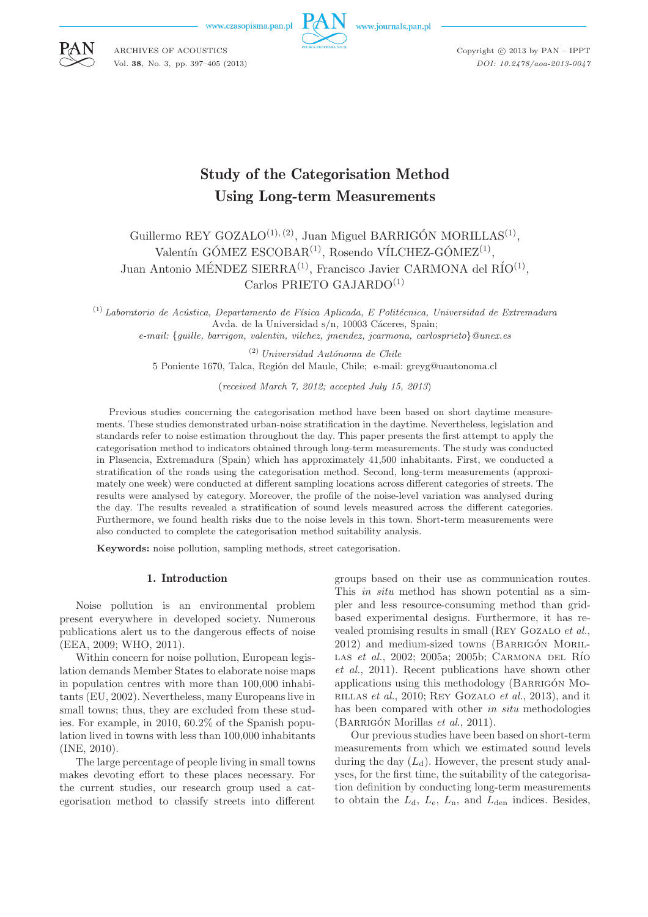# Study of the Categorisation Method Using Long-term Measurements

Guillermo REY GOZALO[(1),(2)], Juan Miguel BARRIGÓN MORILLAS[(1)], Valentín GÓMEZ ESCOBAR[(1)], Rosendo VÍLCHEZ-GÓMEZ[(1)], Juan Antonio MÉNDEZ SIERRA[(1)], Francisco Javier CARMONA del RÍO[(1)], Carlos PRIETO GAJARDO[(1)]

[(1)] *Laboratorio de Acústica, Departamento de Física Aplicada, E Politécnica, Universidad de Extremadura*
Avda. de la Universidad s/n, 10003 Cáceres, Spain;
*e-mail:* {*guille, barrigon, valentin, vilchez, jmendez, jcarmona, carlosprieto*}*@unex.es*

[(2)] *Universidad Autónoma de Chile*
5 Poniente 1670, Talca, Región del Maule, Chile; e-mail: greyg@uautonoma.cl

(*received March 7, 2012; accepted July 15, 2013*)

Previous studies concerning the categorisation method have been based on short daytime measurements. These studies demonstrated urban-noise stratification in the daytime. Nevertheless, legislation and standards refer to noise estimation throughout the day. This paper presents the first attempt to apply the categorisation method to indicators obtained through long-term measurements. The study was conducted in Plasencia, Extremadura (Spain) which has approximately 41,500 inhabitants. First, we conducted a stratification of the roads using the categorisation method. Second, long-term measurements (approximately one week) were conducted at different sampling locations across different categories of streets. The results were analysed by category. Moreover, the profile of the noise-level variation was analysed during the day. The results revealed a stratification of sound levels measured across the different categories. Furthermore, we found health risks due to the noise levels in this town. Short-term measurements were also conducted to complete the categorisation method suitability analysis.

**Keywords:** noise pollution, sampling methods, street categorisation.

## 1. Introduction

Noise pollution is an environmental problem present everywhere in developed society. Numerous publications alert us to the dangerous effects of noise (EEA, 2009; WHO, 2011).

Within concern for noise pollution, European legislation demands Member States to elaborate noise maps in population centres with more than 100,000 inhabitants (EU, 2002). Nevertheless, many Europeans live in small towns; thus, they are excluded from these studies. For example, in 2010, 60.2% of the Spanish population lived in towns with less than 100,000 inhabitants (INE, 2010).

The large percentage of people living in small towns makes devoting effort to these places necessary. For the current studies, our research group used a categorisation method to classify streets into different groups based on their use as communication routes. This *in situ* method has shown potential as a simpler and less resource-consuming method than grid-based experimental designs. Furthermore, it has revealed promising results in small (Rey Gozalo *et al.*, 2012) and medium-sized towns (Barrigón Morillas *et al.*, 2002; 2005a; 2005b; Carmona del Río *et al.*, 2011). Recent publications have shown other applications using this methodology (Barrigón Morillas *et al.*, 2010; Rey Gozalo *et al.*, 2013), and it has been compared with other *in situ* methodologies (Barrigón Morillas *et al.*, 2011).

Our previous studies have been based on short-term measurements from which we estimated sound levels during the day ($L_d$). However, the present study analyses, for the first time, the suitability of the categorisation definition by conducting long-term measurements to obtain the $L_d$, $L_e$, $L_n$, and $L_{den}$ indices. Besides,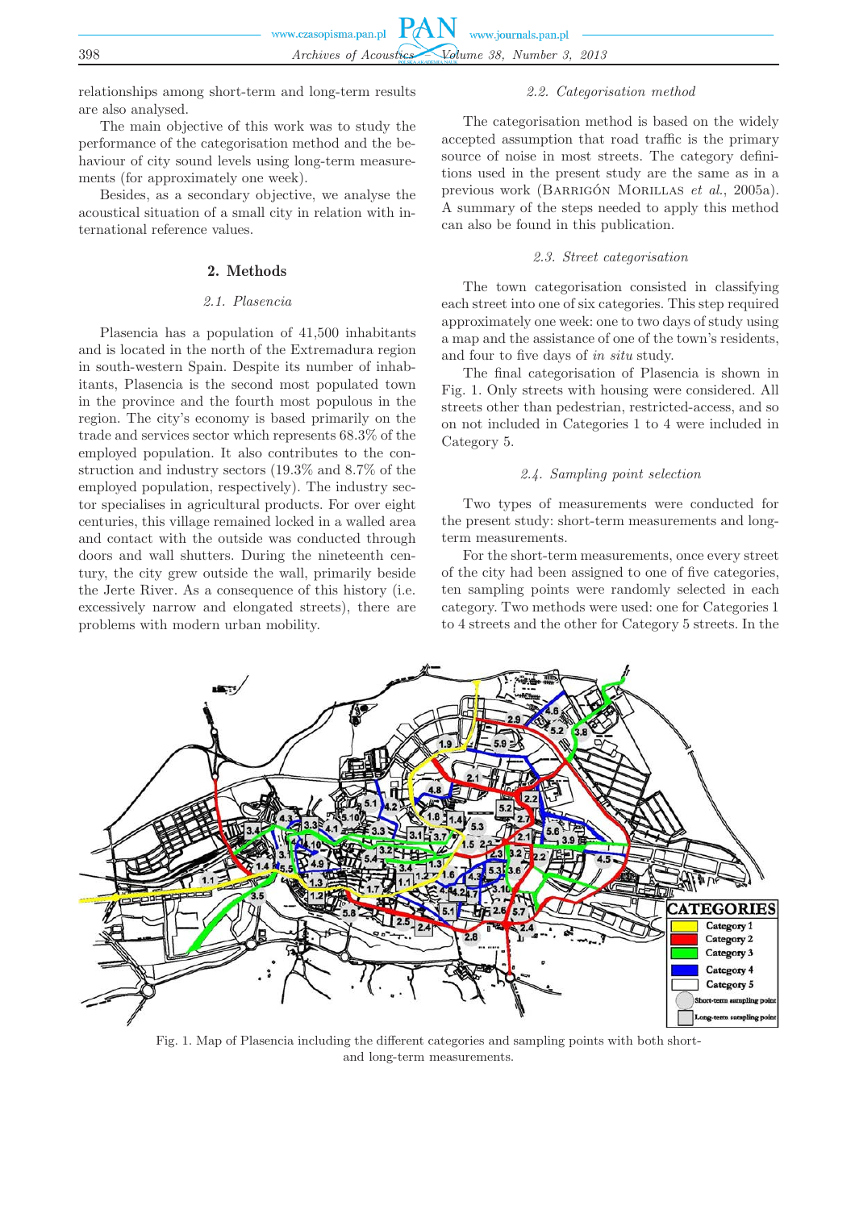relationships among short-term and long-term results are also analysed.

The main objective of this work was to study the performance of the categorisation method and the behaviour of city sound levels using long-term measurements (for approximately one week).

Besides, as a secondary objective, we analyse the acoustical situation of a small city in relation with international reference values.

## 2. Methods

### 2.1. Plasencia

Plasencia has a population of 41,500 inhabitants and is located in the north of the Extremadura region in south-western Spain. Despite its number of inhabitants, Plasencia is the second most populated town in the province and the fourth most populous in the region. The city's economy is based primarily on the trade and services sector which represents 68.3% of the employed population. It also contributes to the construction and industry sectors (19.3% and 8.7% of the employed population, respectively). The industry sector specialises in agricultural products. For over eight centuries, this village remained locked in a walled area and contact with the outside was conducted through doors and wall shutters. During the nineteenth century, the city grew outside the wall, primarily beside the Jerte River. As a consequence of this history (i.e. excessively narrow and elongated streets), there are problems with modern urban mobility.

### 2.2. Categorisation method

The categorisation method is based on the widely accepted assumption that road traffic is the primary source of noise in most streets. The category definitions used in the present study are the same as in a previous work (Barrigón Morillas *et al.*, 2005a). A summary of the steps needed to apply this method can also be found in this publication.

### 2.3. Street categorisation

The town categorisation consisted in classifying each street into one of six categories. This step required approximately one week: one to two days of study using a map and the assistance of one of the town's residents, and four to five days of *in situ* study.

The final categorisation of Plasencia is shown in Fig. 1. Only streets with housing were considered. All streets other than pedestrian, restricted-access, and so on not included in Categories 1 to 4 were included in Category 5.

### 2.4. Sampling point selection

Two types of measurements were conducted for the present study: short-term measurements and long-term measurements.

For the short-term measurements, once every street of the city had been assigned to one of five categories, ten sampling points were randomly selected in each category. Two methods were used: one for Categories 1 to 4 streets and the other for Category 5 streets. In the

Fig. 1. Map of Plasencia including the different categories and sampling points with both short- and long-term measurements.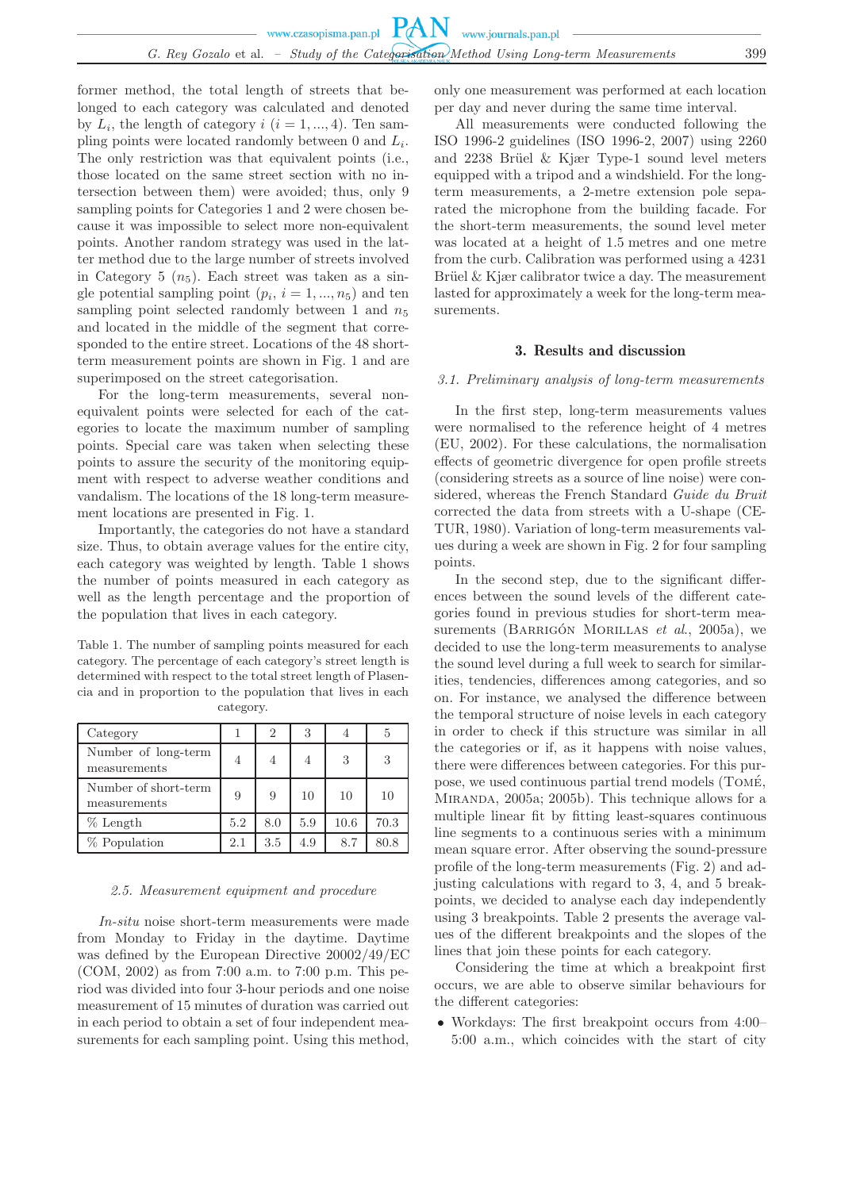former method, the total length of streets that belonged to each category was calculated and denoted by $L_i$, the length of category $i$ ($i = 1, ..., 4$). Ten sampling points were located randomly between 0 and $L_i$. The only restriction was that equivalent points (i.e., those located on the same street section with no intersection between them) were avoided; thus, only 9 sampling points for Categories 1 and 2 were chosen because it was impossible to select more non-equivalent points. Another random strategy was used in the latter method due to the large number of streets involved in Category 5 ($n_5$). Each street was taken as a single potential sampling point ($p_i$, $i = 1, ..., n_5$) and ten sampling point selected randomly between 1 and $n_5$ and located in the middle of the segment that corresponded to the entire street. Locations of the 48 short-term measurement points are shown in Fig. 1 and are superimposed on the street categorisation.

For the long-term measurements, several non-equivalent points were selected for each of the categories to locate the maximum number of sampling points. Special care was taken when selecting these points to assure the security of the monitoring equipment with respect to adverse weather conditions and vandalism. The locations of the 18 long-term measurement locations are presented in Fig. 1.

Importantly, the categories do not have a standard size. Thus, to obtain average values for the entire city, each category was weighted by length. Table 1 shows the number of points measured in each category as well as the length percentage and the proportion of the population that lives in each category.

Table 1. The number of sampling points measured for each category. The percentage of each category's street length is determined with respect to the total street length of Plasencia and in proportion to the population that lives in each category.

| Category | 1 | 2 | 3 | 4 | 5 |
|---|---|---|---|---|---|
| Number of long-term measurements | 4 | 4 | 4 | 3 | 3 |
| Number of short-term measurements | 9 | 9 | 10 | 10 | 10 |
| % Length | 5.2 | 8.0 | 5.9 | 10.6 | 70.3 |
| % Population | 2.1 | 3.5 | 4.9 | 8.7 | 80.8 |

### *2.5. Measurement equipment and procedure*

*In-situ* noise short-term measurements were made from Monday to Friday in the daytime. Daytime was defined by the European Directive 20002/49/EC (COM, 2002) as from 7:00 a.m. to 7:00 p.m. This period was divided into four 3-hour periods and one noise measurement of 15 minutes of duration was carried out in each period to obtain a set of four independent measurements for each sampling point. Using this method, only one measurement was performed at each location per day and never during the same time interval.

All measurements were conducted following the ISO 1996-2 guidelines (ISO 1996-2, 2007) using 2260 and 2238 Brüel & Kjær Type-1 sound level meters equipped with a tripod and a windshield. For the long-term measurements, a 2-metre extension pole separated the microphone from the building facade. For the short-term measurements, the sound level meter was located at a height of 1.5 metres and one metre from the curb. Calibration was performed using a 4231 Brüel & Kjær calibrator twice a day. The measurement lasted for approximately a week for the long-term measurements.

## 3. Results and discussion

### *3.1. Preliminary analysis of long-term measurements*

In the first step, long-term measurements values were normalised to the reference height of 4 metres (EU, 2002). For these calculations, the normalisation effects of geometric divergence for open profile streets (considering streets as a source of line noise) were considered, whereas the French Standard *Guide du Bruit* corrected the data from streets with a U-shape (CETUR, 1980). Variation of long-term measurements values during a week are shown in Fig. 2 for four sampling points.

In the second step, due to the significant differences between the sound levels of the different categories found in previous studies for short-term measurements (Barrigón Morillas *et al.*, 2005a), we decided to use the long-term measurements to analyse the sound level during a full week to search for similarities, tendencies, differences among categories, and so on. For instance, we analysed the difference between the temporal structure of noise levels in each category in order to check if this structure was similar in all the categories or if, as it happens with noise values, there were differences between categories. For this purpose, we used continuous partial trend models (Tomé, Miranda, 2005a; 2005b). This technique allows for a multiple linear fit by fitting least-squares continuous line segments to a continuous series with a minimum mean square error. After observing the sound-pressure profile of the long-term measurements (Fig. 2) and adjusting calculations with regard to 3, 4, and 5 breakpoints, we decided to analyse each day independently using 3 breakpoints. Table 2 presents the average values of the different breakpoints and the slopes of the lines that join these points for each category.

Considering the time at which a breakpoint first occurs, we are able to observe similar behaviours for the different categories:

- Workdays: The first breakpoint occurs from 4:00–5:00 a.m., which coincides with the start of city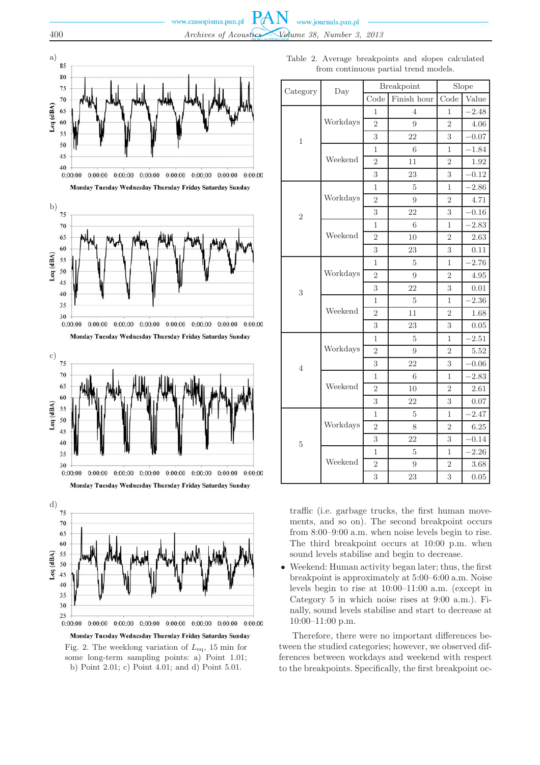Fig. 2. The weeklong variation of $L_{eq}$, 15 min for some long-term sampling points: a) Point 1.01; b) Point 2.01; c) Point 4.01; and d) Point 5.01.

Table 2. Average breakpoints and slopes calculated from continuous partial trend models.

| Category | Day | Breakpoint | | Slope | |
|---|---|---|---|---|---|
| | | Code | Finish hour | Code | Value |
| 1 | Workdays | 1 | 4 | 1 | −2.48 |
| | | 2 | 9 | 2 | 4.06 |
| | | 3 | 22 | 3 | −0.07 |
| | Weekend | 1 | 6 | 1 | −1.84 |
| | | 2 | 11 | 2 | 1.92 |
| | | 3 | 23 | 3 | −0.12 |
| 2 | Workdays | 1 | 5 | 1 | −2.86 |
| | | 2 | 9 | 2 | 4.71 |
| | | 3 | 22 | 3 | −0.16 |
| | Weekend | 1 | 6 | 1 | −2.83 |
| | | 2 | 10 | 2 | 2.63 |
| | | 3 | 23 | 3 | 0.11 |
| 3 | Workdays | 1 | 5 | 1 | −2.76 |
| | | 2 | 9 | 2 | 4.95 |
| | | 3 | 22 | 3 | 0.01 |
| | Weekend | 1 | 5 | 1 | −2.36 |
| | | 2 | 11 | 2 | 1.68 |
| | | 3 | 23 | 3 | 0.05 |
| 4 | Workdays | 1 | 5 | 1 | −2.51 |
| | | 2 | 9 | 2 | 5.52 |
| | | 3 | 22 | 3 | −0.06 |
| | Weekend | 1 | 6 | 1 | −2.83 |
| | | 2 | 10 | 2 | 2.61 |
| | | 3 | 22 | 3 | 0.07 |
| 5 | Workdays | 1 | 5 | 1 | −2.47 |
| | | 2 | 8 | 2 | 6.25 |
| | | 3 | 22 | 3 | −0.14 |
| | Weekend | 1 | 5 | 1 | −2.26 |
| | | 2 | 9 | 2 | 3.68 |
| | | 3 | 23 | 3 | 0.05 |

traffic (i.e. garbage trucks, the first human movements, and so on). The second breakpoint occurs from 8:00–9:00 a.m. when noise levels begin to rise. The third breakpoint occurs at 10:00 p.m. when sound levels stabilise and begin to decrease.

- Weekend: Human activity began later; thus, the first breakpoint is approximately at 5:00–6:00 a.m. Noise levels begin to rise at 10:00–11:00 a.m. (except in Category 5 in which noise rises at 9:00 a.m.). Finally, sound levels stabilise and start to decrease at 10:00–11:00 p.m.

Therefore, there were no important differences between the studied categories; however, we observed differences between workdays and weekend with respect to the breakpoints. Specifically, the first breakpoint oc-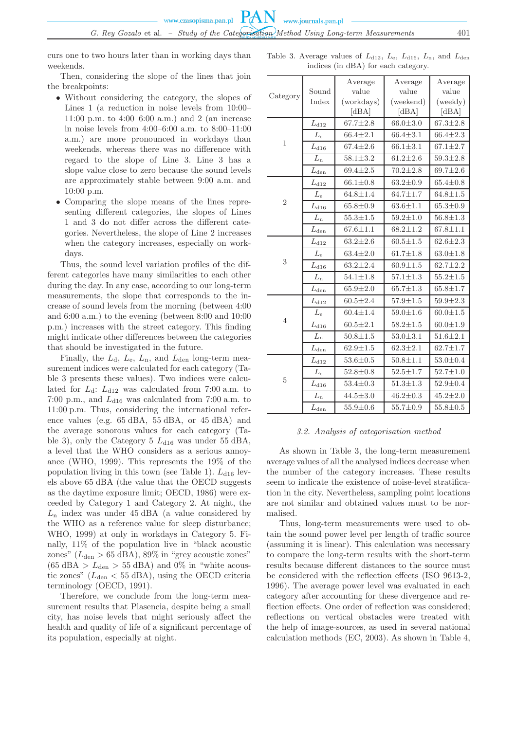curs one to two hours later than in working days than weekends.

Then, considering the slope of the lines that join the breakpoints:

- Without considering the category, the slopes of Lines 1 (a reduction in noise levels from 10:00–11:00 p.m. to 4:00–6:00 a.m.) and 2 (an increase in noise levels from 4:00–6:00 a.m. to 8:00–11:00 a.m.) are more pronounced in workdays than weekends, whereas there was no difference with regard to the slope of Line 3. Line 3 has a slope value close to zero because the sound levels are approximately stable between 9:00 a.m. and 10:00 p.m.
- Comparing the slope means of the lines representing different categories, the slopes of Lines 1 and 3 do not differ across the different categories. Nevertheless, the slope of Line 2 increases when the category increases, especially on workdays.

Thus, the sound level variation profiles of the different categories have many similarities to each other during the day. In any case, according to our long-term measurements, the slope that corresponds to the increase of sound levels from the morning (between 4:00 and 6:00 a.m.) to the evening (between 8:00 and 10:00 p.m.) increases with the street category. This finding might indicate other differences between the categories that should be investigated in the future.

Finally, the $L_{\mathrm{d}}$, $L_{\mathrm{e}}$, $L_{\mathrm{n}}$, and $L_{\mathrm{den}}$ long-term measurement indices were calculated for each category (Table 3 presents these values). Two indices were calculated for $L_{\mathrm{d}}$: $L_{\mathrm{d12}}$ was calculated from 7:00 a.m. to 7:00 p.m., and $L_{\mathrm{d16}}$ was calculated from 7:00 a.m. to 11:00 p.m. Thus, considering the international reference values (e.g. 65 dBA, 55 dBA, or 45 dBA) and the average sonorous values for each category (Table 3), only the Category 5 $L_{\mathrm{d16}}$ was under 55 dBA, a level that the WHO considers as a serious annoyance (WHO, 1999). This represents the 19% of the population living in this town (see Table 1). $L_{\mathrm{d16}}$ levels above 65 dBA (the value that the OECD suggests as the daytime exposure limit; OECD, 1986) were exceeded by Category 1 and Category 2. At night, the $L_{\mathrm{n}}$ index was under 45 dBA (a value considered by the WHO as a reference value for sleep disturbance; WHO, 1999) at only in workdays in Category 5. Finally, 11% of the population live in "black acoustic zones" ($L_{\mathrm{den}} > 65$ dBA), 89% in "grey acoustic zones" (65 dBA $> L_{\mathrm{den}} >$ 55 dBA) and 0% in "white acoustic zones" ($L_{\mathrm{den}} < 55$ dBA), using the OECD criteria terminology (OECD, 1991).

Therefore, we conclude from the long-term measurement results that Plasencia, despite being a small city, has noise levels that might seriously affect the health and quality of life of a significant percentage of its population, especially at night.

Table 3. Average values of $L_{\mathrm{d12}}$, $L_{\mathrm{e}}$, $L_{\mathrm{d16}}$, $L_{\mathrm{n}}$, and $L_{\mathrm{den}}$ indices (in dBA) for each category.

| Category | Sound Index | Average value (workdays) [dBA] | Average value (weekend) [dBA] | Average value (weekly) [dBA] |
|---|---|---|---|---|
| 1 | $L_{\mathrm{d12}}$ | 67.7±2.8 | 66.0±3.0 | 67.3±2.8 |
| | $L_{\mathrm{e}}$ | 66.4±2.1 | 66.4±3.1 | 66.4±2.3 |
| | $L_{\mathrm{d16}}$ | 67.4±2.6 | 66.1±3.1 | 67.1±2.7 |
| | $L_{\mathrm{n}}$ | 58.1±3.2 | 61.2±2.6 | 59.3±2.8 |
| | $L_{\mathrm{den}}$ | 69.4±2.5 | 70.2±2.8 | 69.7±2.6 |
| 2 | $L_{\mathrm{d12}}$ | 66.1±0.8 | 63.2±0.9 | 65.4±0.8 |
| | $L_{\mathrm{e}}$ | 64.8±1.4 | 64.7±1.7 | 64.8±1.5 |
| | $L_{\mathrm{d16}}$ | 65.8±0.9 | 63.6±1.1 | 65.3±0.9 |
| | $L_{\mathrm{n}}$ | 55.3±1.5 | 59.2±1.0 | 56.8±1.3 |
| | $L_{\mathrm{den}}$ | 67.6±1.1 | 68.2±1.2 | 67.8±1.1 |
| 3 | $L_{\mathrm{d12}}$ | 63.2±2.6 | 60.5±1.5 | 62.6±2.3 |
| | $L_{\mathrm{e}}$ | 63.4±2.0 | 61.7±1.8 | 63.0±1.8 |
| | $L_{\mathrm{d16}}$ | 63.2±2.4 | 60.9±1.5 | 62.7±2.2 |
| | $L_{\mathrm{n}}$ | 54.1±1.8 | 57.1±1.3 | 55.2±1.5 |
| | $L_{\mathrm{den}}$ | 65.9±2.0 | 65.7±1.3 | 65.8±1.7 |
| 4 | $L_{\mathrm{d12}}$ | 60.5±2.4 | 57.9±1.5 | 59.9±2.3 |
| | $L_{\mathrm{e}}$ | 60.4±1.4 | 59.0±1.6 | 60.0±1.5 |
| | $L_{\mathrm{d16}}$ | 60.5±2.1 | 58.2±1.5 | 60.0±1.9 |
| | $L_{\mathrm{n}}$ | 50.8±1.5 | 53.0±3.1 | 51.6±2.1 |
| | $L_{\mathrm{den}}$ | 62.9±1.5 | 62.3±2.1 | 62.7±1.7 |
| 5 | $L_{\mathrm{d12}}$ | 53.6±0.5 | 50.8±1.1 | 53.0±0.4 |
| | $L_{\mathrm{e}}$ | 52.8±0.8 | 52.5±1.7 | 52.7±1.0 |
| | $L_{\mathrm{d16}}$ | 53.4±0.3 | 51.3±1.3 | 52.9±0.4 |
| | $L_{\mathrm{n}}$ | 44.5±3.0 | 46.2±0.3 | 45.2±2.0 |
| | $L_{\mathrm{den}}$ | 55.9±0.6 | 55.7±0.9 | 55.8±0.5 |

### *3.2. Analysis of categorisation method*

As shown in Table 3, the long-term measurement average values of all the analysed indices decrease when the number of the category increases. These results seem to indicate the existence of noise-level stratification in the city. Nevertheless, sampling point locations are not similar and obtained values must to be normalised.

Thus, long-term measurements were used to obtain the sound power level per length of traffic source (assuming it is linear). This calculation was necessary to compare the long-term results with the short-term results because different distances to the source must be considered with the reflection effects (ISO 9613-2, 1996). The average power level was evaluated in each category after accounting for these divergence and reflection effects. One order of reflection was considered; reflections on vertical obstacles were treated with the help of image-sources, as used in several national calculation methods (EC, 2003). As shown in Table 4,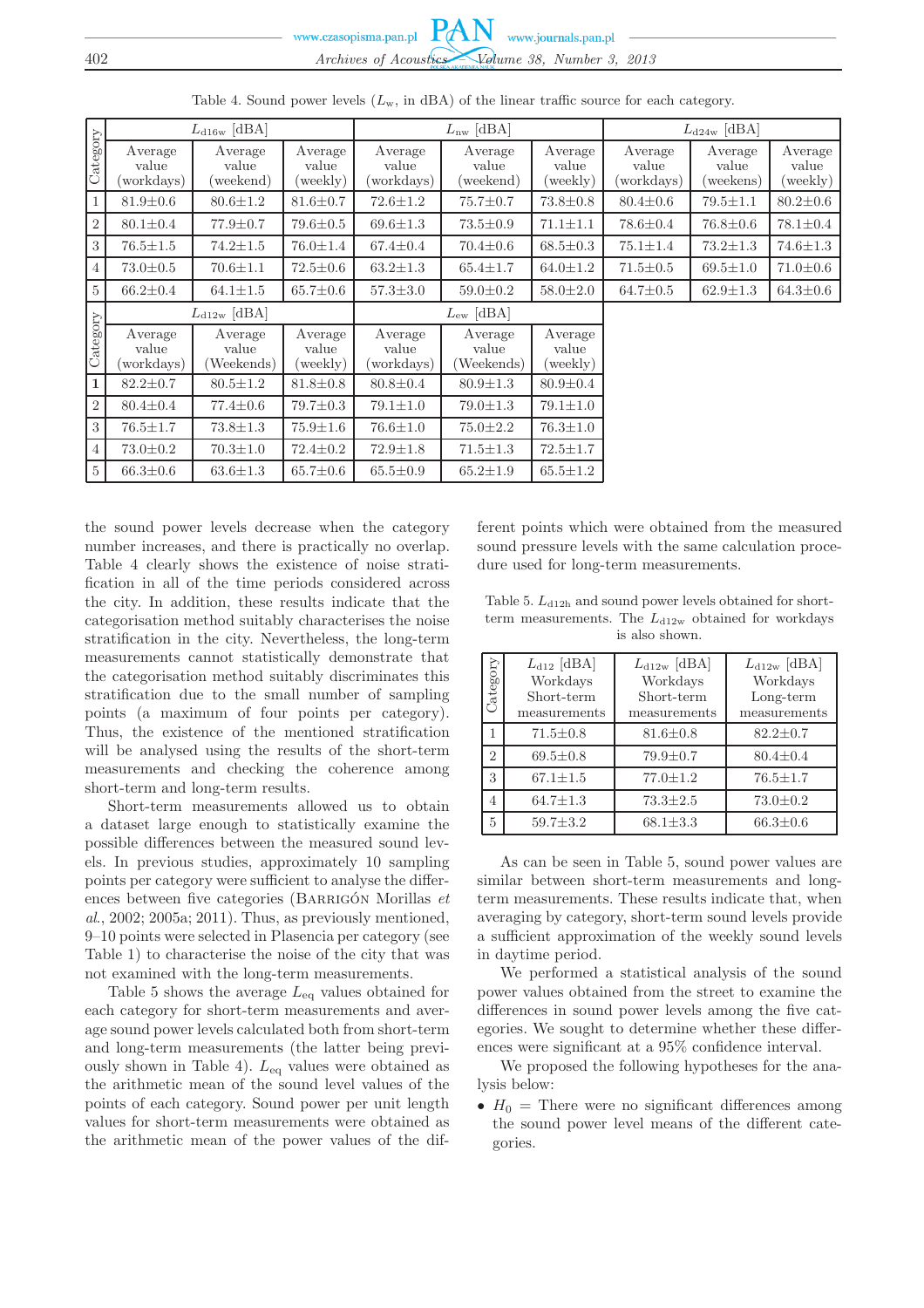Table 4. Sound power levels ($L_w$, in dBA) of the linear traffic source for each category.

| Category | $L_{d16w}$ [dBA] | | | $L_{nw}$ [dBA] | | | $L_{d24w}$ [dBA] | | |
|---|---|---|---|---|---|---|---|---|---|
| | Average value (workdays) | Average value (weekend) | Average value (weekly) | Average value (workdays) | Average value (weekend) | Average value (weekly) | Average value (workdays) | Average value (weekens) | Average value (weekly) |
| 1 | 81.9±0.6 | 80.6±1.2 | 81.6±0.7 | 72.6±1.2 | 75.7±0.7 | 73.8±0.8 | 80.4±0.6 | 79.5±1.1 | 80.2±0.6 |
| 2 | 80.1±0.4 | 77.9±0.7 | 79.6±0.5 | 69.6±1.3 | 73.5±0.9 | 71.1±1.1 | 78.6±0.4 | 76.8±0.6 | 78.1±0.4 |
| 3 | 76.5±1.5 | 74.2±1.5 | 76.0±1.4 | 67.4±0.4 | 70.4±0.6 | 68.5±0.3 | 75.1±1.4 | 73.2±1.3 | 74.6±1.3 |
| 4 | 73.0±0.5 | 70.6±1.1 | 72.5±0.6 | 63.2±1.3 | 65.4±1.7 | 64.0±1.2 | 71.5±0.5 | 69.5±1.0 | 71.0±0.6 |
| 5 | 66.2±0.4 | 64.1±1.5 | 65.7±0.6 | 57.3±3.0 | 59.0±0.2 | 58.0±2.0 | 64.7±0.5 | 62.9±1.3 | 64.3±0.6 |

| Category | $L_{d12w}$ [dBA] | | | $L_{ew}$ [dBA] | | |
|---|---|---|---|---|---|---|
| | Average value (workdays) | Average value (Weekends) | Average value (weekly) | Average value (workdays) | Average value (Weekends) | Average value (weekly) |
| **1** | 82.2±0.7 | 80.5±1.2 | 81.8±0.8 | 80.8±0.4 | 80.9±1.3 | 80.9±0.4 |
| 2 | 80.4±0.4 | 77.4±0.6 | 79.7±0.3 | 79.1±1.0 | 79.0±1.3 | 79.1±1.0 |
| 3 | 76.5±1.7 | 73.8±1.3 | 75.9±1.6 | 76.6±1.0 | 75.0±2.2 | 76.3±1.0 |
| 4 | 73.0±0.2 | 70.3±1.0 | 72.4±0.2 | 72.9±1.8 | 71.5±1.3 | 72.5±1.7 |
| 5 | 66.3±0.6 | 63.6±1.3 | 65.7±0.6 | 65.5±0.9 | 65.2±1.9 | 65.5±1.2 |

the sound power levels decrease when the category number increases, and there is practically no overlap. Table 4 clearly shows the existence of noise stratification in all of the time periods considered across the city. In addition, these results indicate that the categorisation method suitably characterises the noise stratification in the city. Nevertheless, the long-term measurements cannot statistically demonstrate that the categorisation method suitably discriminates this stratification due to the small number of sampling points (a maximum of four points per category). Thus, the existence of the mentioned stratification will be analysed using the results of the short-term measurements and checking the coherence among short-term and long-term results.

Short-term measurements allowed us to obtain a dataset large enough to statistically examine the possible differences between the measured sound levels. In previous studies, approximately 10 sampling points per category were sufficient to analyse the differences between five categories (Barrigón Morillas *et al.*, 2002; 2005a; 2011). Thus, as previously mentioned, 9–10 points were selected in Plasencia per category (see Table 1) to characterise the noise of the city that was not examined with the long-term measurements.

Table 5 shows the average $L_{eq}$ values obtained for each category for short-term measurements and average sound power levels calculated both from short-term and long-term measurements (the latter being previously shown in Table 4). $L_{eq}$ values were obtained as the arithmetic mean of the sound level values of the points of each category. Sound power per unit length values for short-term measurements were obtained as the arithmetic mean of the power values of the different points which were obtained from the measured sound pressure levels with the same calculation procedure used for long-term measurements.

Table 5. $L_{d12h}$ and sound power levels obtained for short-term measurements. The $L_{d12w}$ obtained for workdays is also shown.

| Category | $L_{d12}$ [dBA] Workdays Short-term measurements | $L_{d12w}$ [dBA] Workdays Short-term measurements | $L_{d12w}$ [dBA] Workdays Long-term measurements |
|---|---|---|---|
| 1 | 71.5±0.8 | 81.6±0.8 | 82.2±0.7 |
| 2 | 69.5±0.8 | 79.9±0.7 | 80.4±0.4 |
| 3 | 67.1±1.5 | 77.0±1.2 | 76.5±1.7 |
| 4 | 64.7±1.3 | 73.3±2.5 | 73.0±0.2 |
| 5 | 59.7±3.2 | 68.1±3.3 | 66.3±0.6 |

As can be seen in Table 5, sound power values are similar between short-term measurements and long-term measurements. These results indicate that, when averaging by category, short-term sound levels provide a sufficient approximation of the weekly sound levels in daytime period.

We performed a statistical analysis of the sound power values obtained from the street to examine the differences in sound power levels among the five categories. We sought to determine whether these differences were significant at a 95% confidence interval.

We proposed the following hypotheses for the analysis below:

- $H_0$ = There were no significant differences among the sound power level means of the different categories.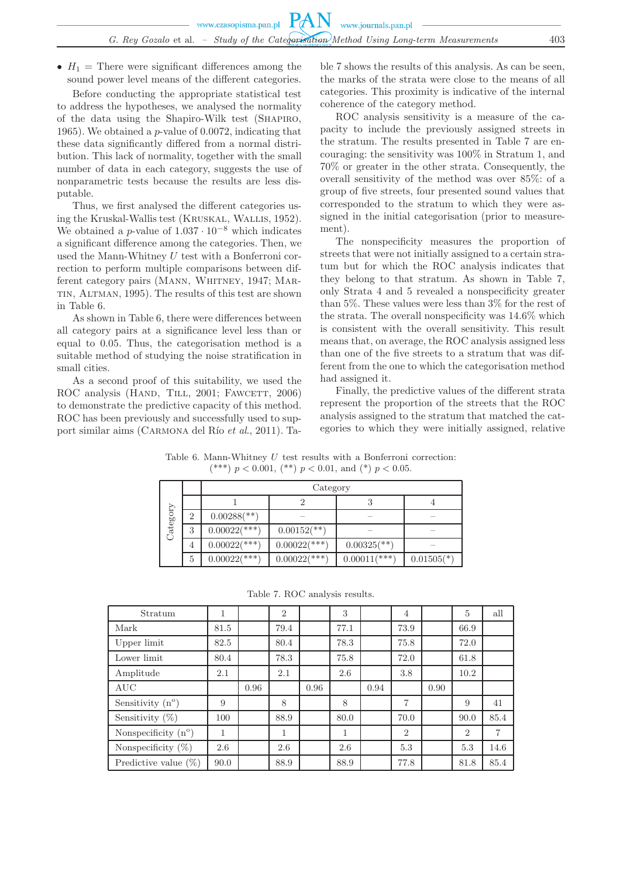- $H_1$ = There were significant differences among the sound power level means of the different categories.

Before conducting the appropriate statistical test to address the hypotheses, we analysed the normality of the data using the Shapiro-Wilk test (Shapiro, 1965). We obtained a $p$-value of 0.0072, indicating that these data significantly differed from a normal distribution. This lack of normality, together with the small number of data in each category, suggests the use of nonparametric tests because the results are less disputable.

Thus, we first analysed the different categories using the Kruskal-Wallis test (Kruskal, Wallis, 1952). We obtained a $p$-value of $1.037 \cdot 10^{-8}$ which indicates a significant difference among the categories. Then, we used the Mann-Whitney $U$ test with a Bonferroni correction to perform multiple comparisons between different category pairs (Mann, Whitney, 1947; Martin, Altman, 1995). The results of this test are shown in Table 6.

As shown in Table 6, there were differences between all category pairs at a significance level less than or equal to 0.05. Thus, the categorisation method is a suitable method of studying the noise stratification in small cities.

As a second proof of this suitability, we used the ROC analysis (Hand, Till, 2001; Fawcett, 2006) to demonstrate the predictive capacity of this method. ROC has been previously and successfully used to support similar aims (Carmona del Río *et al.*, 2011). Table 7 shows the results of this analysis. As can be seen, the marks of the strata were close to the means of all categories. This proximity is indicative of the internal coherence of the category method.

ROC analysis sensitivity is a measure of the capacity to include the previously assigned streets in the stratum. The results presented in Table 7 are encouraging: the sensitivity was 100% in Stratum 1, and 70% or greater in the other strata. Consequently, the overall sensitivity of the method was over 85%: of a group of five streets, four presented sound values that corresponded to the stratum to which they were assigned in the initial categorisation (prior to measurement).

The nonspecificity measures the proportion of streets that were not initially assigned to a certain stratum but for which the ROC analysis indicates that they belong to that stratum. As shown in Table 7, only Strata 4 and 5 revealed a nonspecificity greater than 5%. These values were less than 3% for the rest of the strata. The overall nonspecificity was 14.6% which is consistent with the overall sensitivity. This result means that, on average, the ROC analysis assigned less than one of the five streets to a stratum that was different from the one to which the categorisation method had assigned it.

Finally, the predictive values of the different strata represent the proportion of the streets that the ROC analysis assigned to the stratum that matched the categories to which they were initially assigned, relative

Table 6. Mann-Whitney $U$ test results with a Bonferroni correction: (***) $p < 0.001$, (**) $p < 0.01$, and (*) $p < 0.05$.

| Category | | Category | | | |
|---|---|---|---|---|---|
| | | 1 | 2 | 3 | 4 |
| | 2 | 0.00288(**) | – | – | – |
| | 3 | 0.00022(***) | 0.00152(**) | – | – |
| | 4 | 0.00022(***) | 0.00022(***) | 0.00325(**) | – |
| | 5 | 0.00022(***) | 0.00022(***) | 0.00011(***) | 0.01505(*) |

Table 7. ROC analysis results.

| Stratum | 1 | | 2 | | 3 | | 4 | | 5 | all |
|---|---|---|---|---|---|---|---|---|---|---|
| Mark | 81.5 | | 79.4 | | 77.1 | | 73.9 | | 66.9 | |
| Upper limit | 82.5 | | 80.4 | | 78.3 | | 75.8 | | 72.0 | |
| Lower limit | 80.4 | | 78.3 | | 75.8 | | 72.0 | | 61.8 | |
| Amplitude | 2.1 | | 2.1 | | 2.6 | | 3.8 | | 10.2 | |
| AUC | | 0.96 | | 0.96 | | 0.94 | | 0.90 | | |
| Sensitivity (n°) | 9 | | 8 | | 8 | | 7 | | 9 | 41 |
| Sensitivity (%) | 100 | | 88.9 | | 80.0 | | 70.0 | | 90.0 | 85.4 |
| Nonspecificity (n°) | 1 | | 1 | | 1 | | 2 | | 2 | 7 |
| Nonspecificity (%) | 2.6 | | 2.6 | | 2.6 | | 5.3 | | 5.3 | 14.6 |
| Predictive value (%) | 90.0 | | 88.9 | | 88.9 | | 77.8 | | 81.8 | 85.4 |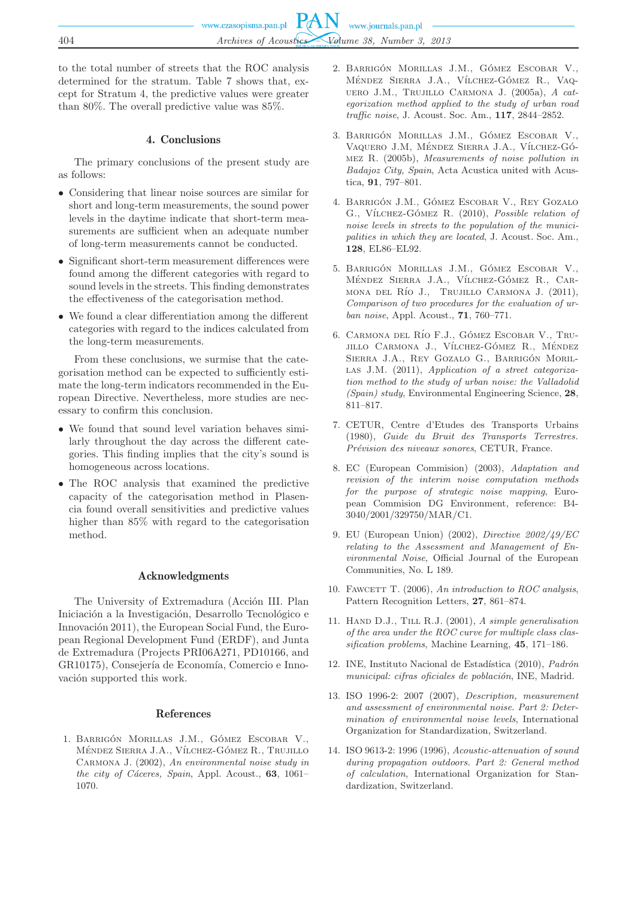to the total number of streets that the ROC analysis determined for the stratum. Table 7 shows that, except for Stratum 4, the predictive values were greater than 80%. The overall predictive value was 85%.

## 4. Conclusions

The primary conclusions of the present study are as follows:

- Considering that linear noise sources are similar for short and long-term measurements, the sound power levels in the daytime indicate that short-term measurements are sufficient when an adequate number of long-term measurements cannot be conducted.
- Significant short-term measurement differences were found among the different categories with regard to sound levels in the streets. This finding demonstrates the effectiveness of the categorisation method.
- We found a clear differentiation among the different categories with regard to the indices calculated from the long-term measurements.

From these conclusions, we surmise that the categorisation method can be expected to sufficiently estimate the long-term indicators recommended in the European Directive. Nevertheless, more studies are necessary to confirm this conclusion.

- We found that sound level variation behaves similarly throughout the day across the different categories. This finding implies that the city's sound is homogeneous across locations.
- The ROC analysis that examined the predictive capacity of the categorisation method in Plasencia found overall sensitivities and predictive values higher than 85% with regard to the categorisation method.

## Acknowledgments

The University of Extremadura (Acción III. Plan Iniciación a la Investigación, Desarrollo Tecnológico e Innovación 2011), the European Social Fund, the European Regional Development Fund (ERDF), and Junta de Extremadura (Projects PRI06A271, PD10166, and GR10175), Consejería de Economía, Comercio e Innovación supported this work.

## References

1. Barrigón Morillas J.M., Gómez Escobar V., Méndez Sierra J.A., Vílchez-Gómez R., Trujillo Carmona J. (2002), *An environmental noise study in the city of Cáceres, Spain*, Appl. Acoust., **63**, 1061–1070.
2. Barrigón Morillas J.M., Gómez Escobar V., Méndez Sierra J.A., Vílchez-Gómez R., Vaquero J.M., Trujillo Carmona J. (2005a), *A categorization method applied to the study of urban road traffic noise*, J. Acoust. Soc. Am., **117**, 2844–2852.
3. Barrigón Morillas J.M., Gómez Escobar V., Vaquero J.M, Méndez Sierra J.A., Vílchez-Gómez R. (2005b), *Measurements of noise pollution in Badajoz City, Spain*, Acta Acustica united with Acustica, **91**, 797–801.
4. Barrigón J.M., Gómez Escobar V., Rey Gozalo G., Vílchez-Gómez R. (2010), *Possible relation of noise levels in streets to the population of the municipalities in which they are located*, J. Acoust. Soc. Am., **128**, EL86–EL92.
5. Barrigón Morillas J.M., Gómez Escobar V., Méndez Sierra J.A., Vílchez-Gómez R., Carmona del Río J., Trujillo Carmona J. (2011), *Comparison of two procedures for the evaluation of urban noise*, Appl. Acoust., **71**, 760–771.
6. Carmona del Río F.J., Gómez Escobar V., Trujillo Carmona J., Vílchez-Gómez R., Méndez Sierra J.A., Rey Gozalo G., Barrigón Morillas J.M. (2011), *Application of a street categorization method to the study of urban noise: the Valladolid (Spain) study*, Environmental Engineering Science, **28**, 811–817.
7. CETUR, Centre d'Etudes des Transports Urbains (1980), *Guide du Bruit des Transports Terrestres. Prévision des niveaux sonores*, CETUR, France.
8. EC (European Commision) (2003), *Adaptation and revision of the interim noise computation methods for the purpose of strategic noise mapping*, European Commission DG Environment, reference: B4-3040/2001/329750/MAR/C1.
9. EU (European Union) (2002), *Directive 2002/49/EC relating to the Assessment and Management of Environmental Noise*, Official Journal of the European Communities, No. L 189.
10. Fawcett T. (2006), *An introduction to ROC analysis*, Pattern Recognition Letters, **27**, 861–874.
11. Hand D.J., Till R.J. (2001), *A simple generalisation of the area under the ROC curve for multiple class classification problems*, Machine Learning, **45**, 171–186.
12. INE, Instituto Nacional de Estadística (2010), *Padrón municipal: cifras oficiales de población*, INE, Madrid.
13. ISO 1996-2: 2007 (2007), *Description, measurement and assessment of environmental noise. Part 2: Determination of environmental noise levels*, International Organization for Standardization, Switzerland.
14. ISO 9613-2: 1996 (1996), *Acoustic-attenuation of sound during propagation outdoors. Part 2: General method of calculation*, International Organization for Standardization, Switzerland.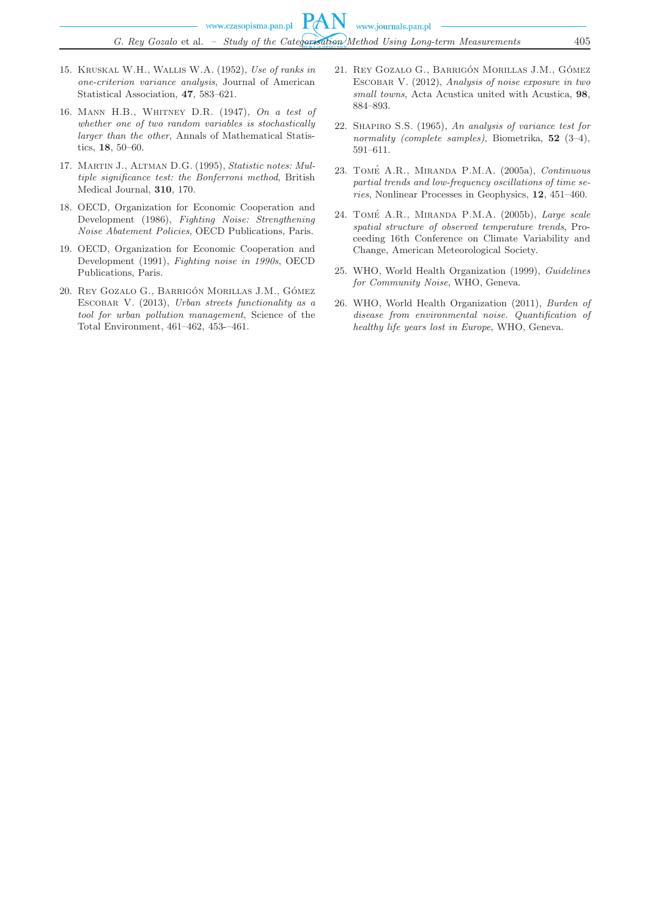15. Kruskal W.H., Wallis W.A. (1952), *Use of ranks in one-criterion variance analysis*, Journal of American Statistical Association, **47**, 583–621.

16. Mann H.B., Whitney D.R. (1947), *On a test of whether one of two random variables is stochastically larger than the other*, Annals of Mathematical Statistics, **18**, 50–60.

17. Martin J., Altman D.G. (1995), *Statistic notes: Multiple significance test: the Bonferroni method*, British Medical Journal, **310**, 170.

18. OECD, Organization for Economic Cooperation and Development (1986), *Fighting Noise: Strengthening Noise Abatement Policies*, OECD Publications, Paris.

19. OECD, Organization for Economic Cooperation and Development (1991), *Fighting noise in 1990s*, OECD Publications, Paris.

20. Rey Gozalo G., Barrigón Morillas J.M., Gómez Escobar V. (2013), *Urban streets functionality as a tool for urban pollution management*, Science of the Total Environment, 461–462, 453-–461.

21. Rey Gozalo G., Barrigón Morillas J.M., Gómez Escobar V. (2012), *Analysis of noise exposure in two small towns*, Acta Acustica united with Acustica, **98**, 884–893.

22. Shapiro S.S. (1965), *An analysis of variance test for normality (complete samples)*, Biometrika, **52** (3–4), 591–611.

23. Tomé A.R., Miranda P.M.A. (2005a), *Continuous partial trends and low-frequency oscillations of time series*, Nonlinear Processes in Geophysics, **12**, 451–460.

24. Tomé A.R., Miranda P.M.A. (2005b), *Large scale spatial structure of observed temperature trends*, Proceeding 16th Conference on Climate Variability and Change, American Meteorological Society.

25. WHO, World Health Organization (1999), *Guidelines for Community Noise*, WHO, Geneva.

26. WHO, World Health Organization (2011), *Burden of disease from environmental noise. Quantification of healthy life years lost in Europe*, WHO, Geneva.